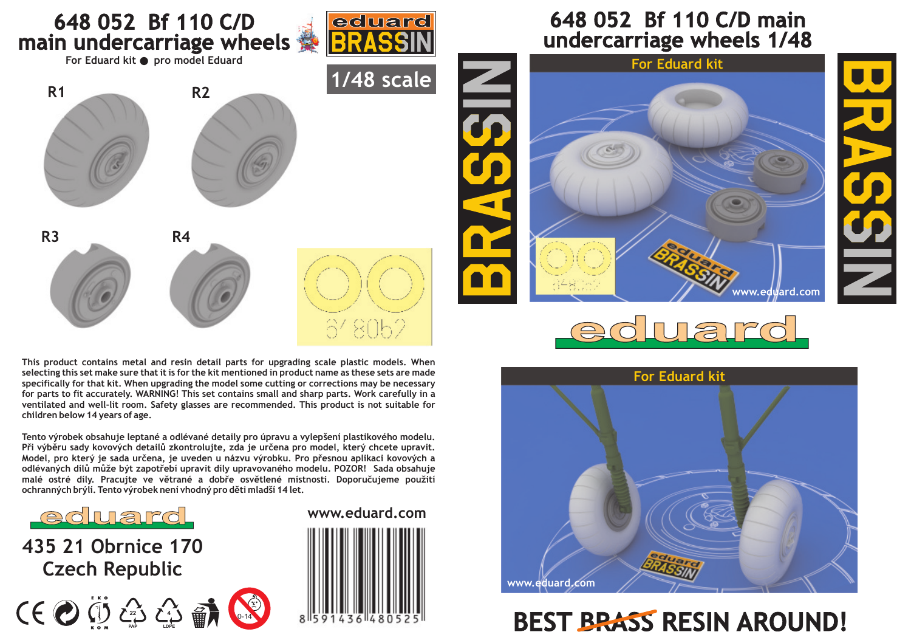# 648 052 Bf 110 C/D main undercarriage wheels

For Eduard kit ● pro model Eduard

eduard BRASSIN

1/48 scale

R1

R2

R3

R4

This product contains metal and resin detail parts for upgrading scale plastic models. When selecting this set make sure that it is for the kit mentioned in product name as these sets are made specifically for that kit. When upgrading the model some cutting or corrections may be necessary for parts to fit accurately. WARNING! This set contains small and sharp parts. Work carefully in a ventilated and well-lit room. Safety glasses are recommended. This product is not suitable for children below 14 years of age.

Tento výrobek obsahuje leptané a odlévané detaily pro úpravu a vylepšení plastikového modelu. Při výběru sady kovových detailů zkontrolujte, zda je určena pro model, který chcete upravit. Model, pro který je sada určena, je uveden v názvu výrobku. Pro přesnou aplikaci kovových a odlévaných dílů může být zapotřebí upravit díly upravovaného modelu. POZOR! Sada obsahuje malé ostré díly. Pracujte ve větrané a dobře osvětlené místnosti. Doporučujeme použití ochranných brýlí. Tento výrobek není vhodný pro děti mladší 14 let.

eduard

435 21 Obrnice 170
Czech Republic

www.eduard.com

8 591436 480525

# 648 052 Bf 110 C/D main undercarriage wheels 1/48

BRASSIN

For Eduard kit

www.eduard.com

eduard

For Eduard kit

www.eduard.com

BEST ~~BRASS~~ RESIN AROUND!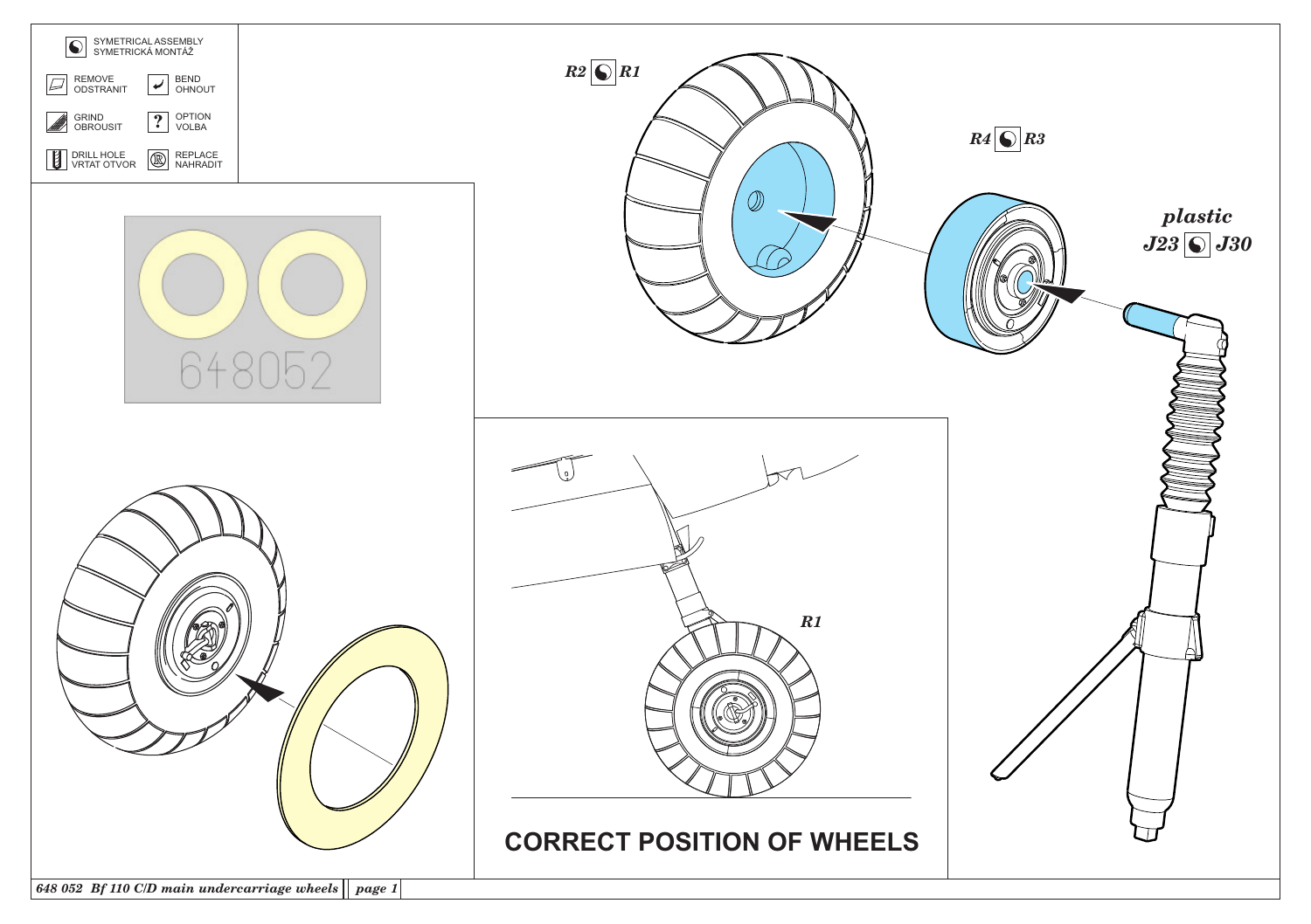SYMETRICAL ASSEMBLY
SYMETRICKÁ MONTÁŽ

REMOVE
ODSTRANIT

BEND
OHNOUT

GRIND
OBROUSIT

OPTION
VOLBA

DRILL HOLE
VRTAT OTVOR

REPLACE
NAHRADIT

648052

*R2* *R1*

*R4* *R3*

*plastic*
*J23* *J30*

*R1*

## CORRECT POSITION OF WHEELS

*648 052 Bf 110 C/D main undercarriage wheels*